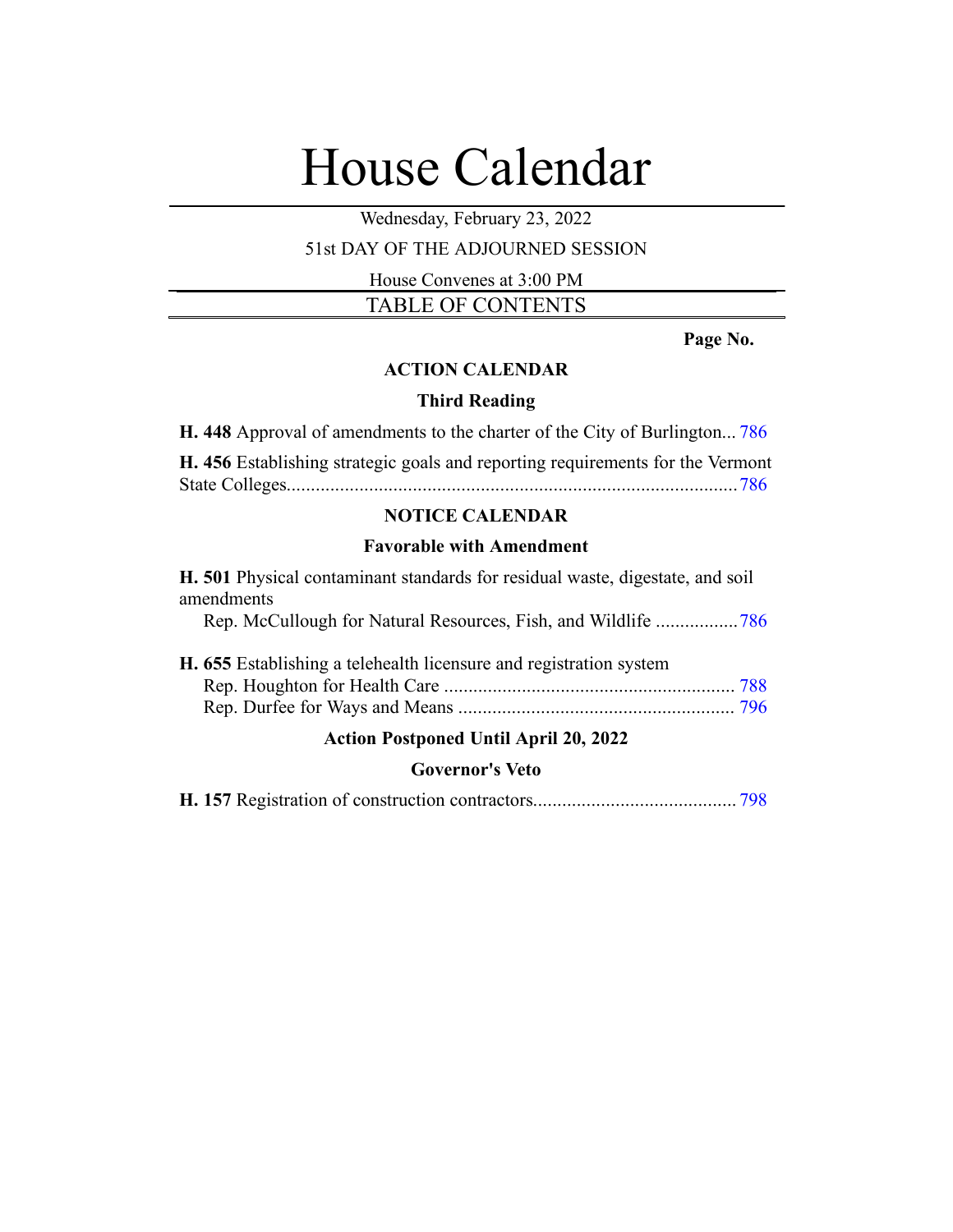# House Calendar

Wednesday, February 23, 2022

51st DAY OF THE ADJOURNED SESSION

House Convenes at 3:00 PM

## TABLE OF CONTENTS

**Page No.**

### ACTION CALENDAR

#### Third Reading

**H. 448** Approval of amendments to the charter of the City of Burlington... 786

**H. 456** Establishing strategic goals and reporting requirements for the Vermont State Colleges............................................................................................. 786

### NOTICE CALENDAR

#### Favorable with Amendment

**H. 501** Physical contaminant standards for residual waste, digestate, and soil amendments
Rep. McCullough for Natural Resources, Fish, and Wildlife ................. 786

**H. 655** Establishing a telehealth licensure and registration system
Rep. Houghton for Health Care ............................................................ 788
Rep. Durfee for Ways and Means ......................................................... 796

#### Action Postponed Until April 20, 2022

#### Governor's Veto

**H. 157** Registration of construction contractors.......................................... 798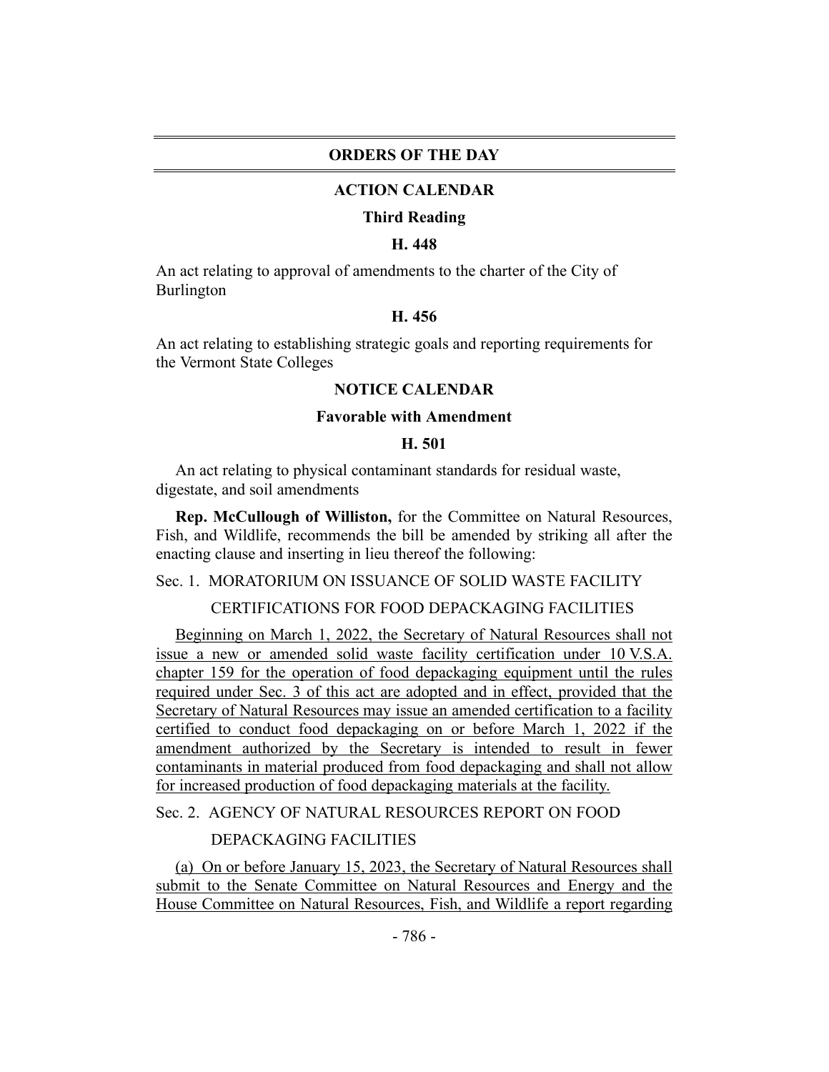## ORDERS OF THE DAY

### ACTION CALENDAR

#### Third Reading

#### H. 448

An act relating to approval of amendments to the charter of the City of Burlington

#### H. 456

An act relating to establishing strategic goals and reporting requirements for the Vermont State Colleges

### NOTICE CALENDAR

#### Favorable with Amendment

#### H. 501

An act relating to physical contaminant standards for residual waste, digestate, and soil amendments

**Rep. McCullough of Williston,** for the Committee on Natural Resources, Fish, and Wildlife, recommends the bill be amended by striking all after the enacting clause and inserting in lieu thereof the following:

Sec. 1. MORATORIUM ON ISSUANCE OF SOLID WASTE FACILITY CERTIFICATIONS FOR FOOD DEPACKAGING FACILITIES

Beginning on March 1, 2022, the Secretary of Natural Resources shall not issue a new or amended solid waste facility certification under 10 V.S.A. chapter 159 for the operation of food depackaging equipment until the rules required under Sec. 3 of this act are adopted and in effect, provided that the Secretary of Natural Resources may issue an amended certification to a facility certified to conduct food depackaging on or before March 1, 2022 if the amendment authorized by the Secretary is intended to result in fewer contaminants in material produced from food depackaging and shall not allow for increased production of food depackaging materials at the facility.

Sec. 2. AGENCY OF NATURAL RESOURCES REPORT ON FOOD DEPACKAGING FACILITIES

(a) On or before January 15, 2023, the Secretary of Natural Resources shall submit to the Senate Committee on Natural Resources and Energy and the House Committee on Natural Resources, Fish, and Wildlife a report regarding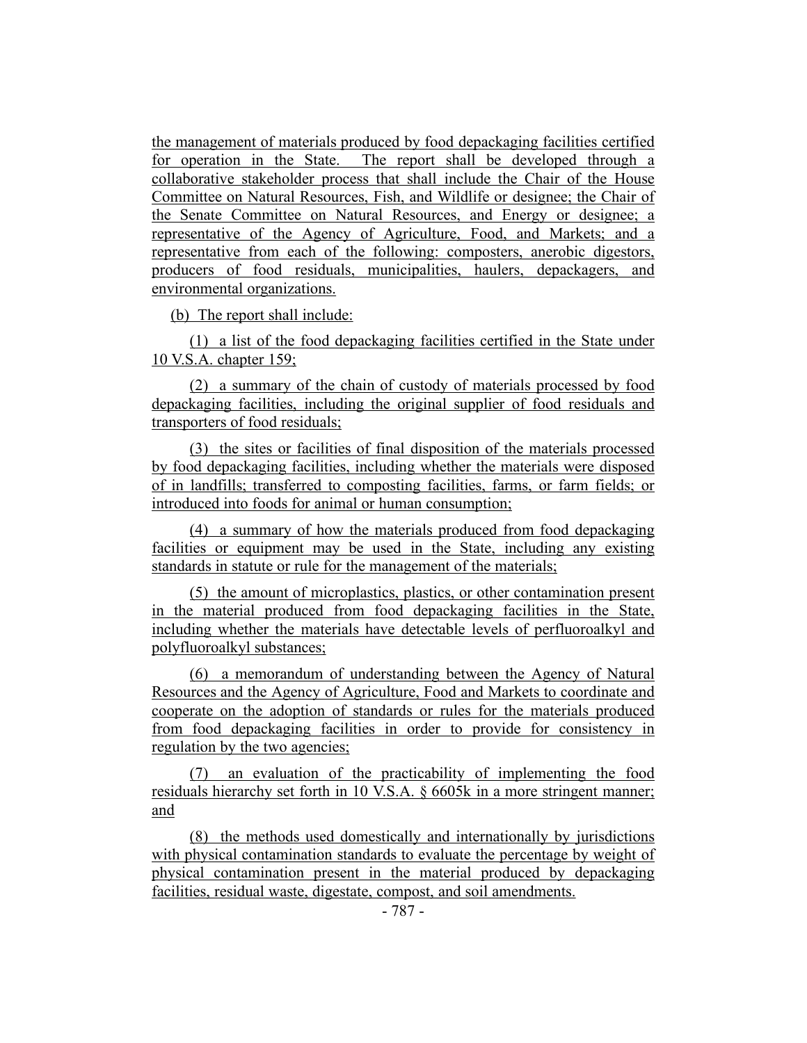the management of materials produced by food depackaging facilities certified for operation in the State. The report shall be developed through a collaborative stakeholder process that shall include the Chair of the House Committee on Natural Resources, Fish, and Wildlife or designee; the Chair of the Senate Committee on Natural Resources, and Energy or designee; a representative of the Agency of Agriculture, Food, and Markets; and a representative from each of the following: composters, anerobic digestors, producers of food residuals, municipalities, haulers, depackagers, and environmental organizations.

(b) The report shall include:

(1) a list of the food depackaging facilities certified in the State under 10 V.S.A. chapter 159;

(2) a summary of the chain of custody of materials processed by food depackaging facilities, including the original supplier of food residuals and transporters of food residuals;

(3) the sites or facilities of final disposition of the materials processed by food depackaging facilities, including whether the materials were disposed of in landfills; transferred to composting facilities, farms, or farm fields; or introduced into foods for animal or human consumption;

(4) a summary of how the materials produced from food depackaging facilities or equipment may be used in the State, including any existing standards in statute or rule for the management of the materials;

(5) the amount of microplastics, plastics, or other contamination present in the material produced from food depackaging facilities in the State, including whether the materials have detectable levels of perfluoroalkyl and polyfluoroalkyl substances;

(6) a memorandum of understanding between the Agency of Natural Resources and the Agency of Agriculture, Food and Markets to coordinate and cooperate on the adoption of standards or rules for the materials produced from food depackaging facilities in order to provide for consistency in regulation by the two agencies;

(7) an evaluation of the practicability of implementing the food residuals hierarchy set forth in 10 V.S.A. § 6605k in a more stringent manner; and

(8) the methods used domestically and internationally by jurisdictions with physical contamination standards to evaluate the percentage by weight of physical contamination present in the material produced by depackaging facilities, residual waste, digestate, compost, and soil amendments.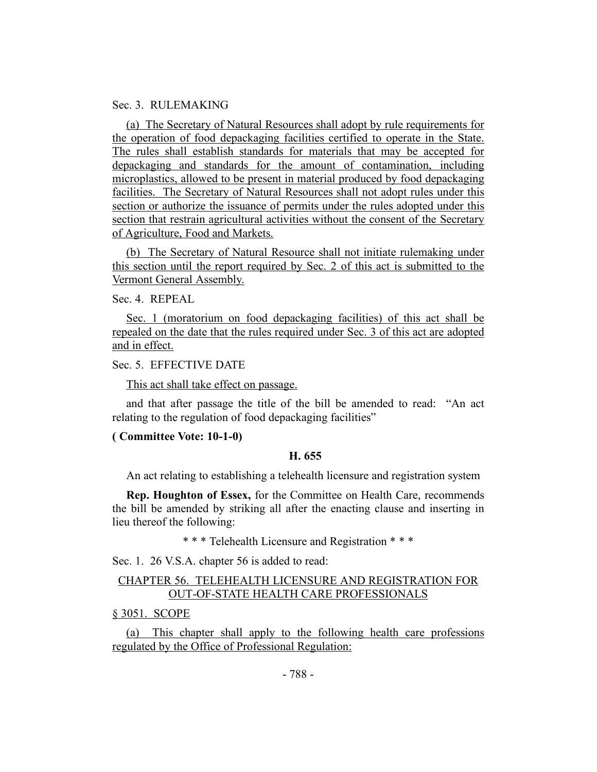Sec. 3. RULEMAKING

(a) The Secretary of Natural Resources shall adopt by rule requirements for the operation of food depackaging facilities certified to operate in the State. The rules shall establish standards for materials that may be accepted for depackaging and standards for the amount of contamination, including microplastics, allowed to be present in material produced by food depackaging facilities. The Secretary of Natural Resources shall not adopt rules under this section or authorize the issuance of permits under the rules adopted under this section that restrain agricultural activities without the consent of the Secretary of Agriculture, Food and Markets.

(b) The Secretary of Natural Resource shall not initiate rulemaking under this section until the report required by Sec. 2 of this act is submitted to the Vermont General Assembly.

Sec. 4. REPEAL

Sec. 1 (moratorium on food depackaging facilities) of this act shall be repealed on the date that the rules required under Sec. 3 of this act are adopted and in effect.

Sec. 5. EFFECTIVE DATE

This act shall take effect on passage.

and that after passage the title of the bill be amended to read: "An act relating to the regulation of food depackaging facilities"

**( Committee Vote: 10-1-0)**

**H. 655**

An act relating to establishing a telehealth licensure and registration system

**Rep. Houghton of Essex,** for the Committee on Health Care, recommends the bill be amended by striking all after the enacting clause and inserting in lieu thereof the following:

\* \* \* Telehealth Licensure and Registration \* \* \*

Sec. 1. 26 V.S.A. chapter 56 is added to read:

CHAPTER 56. TELEHEALTH LICENSURE AND REGISTRATION FOR OUT-OF-STATE HEALTH CARE PROFESSIONALS

§ 3051. SCOPE

(a) This chapter shall apply to the following health care professions regulated by the Office of Professional Regulation: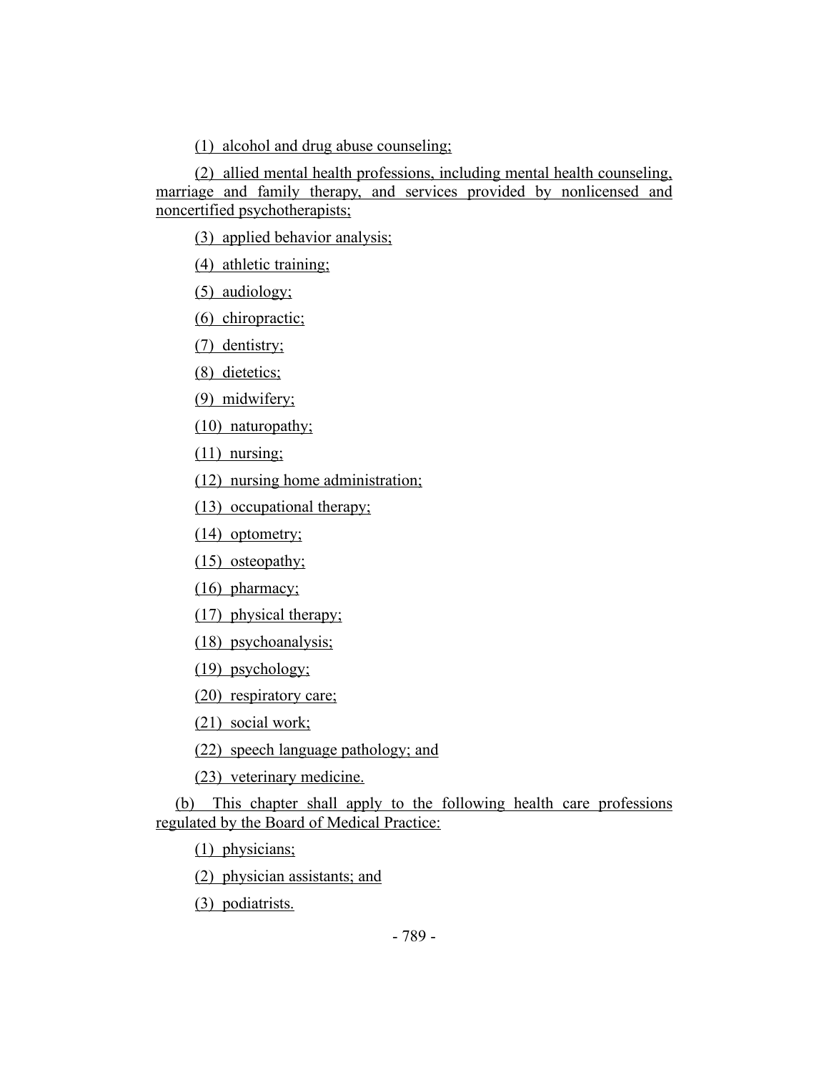(1) alcohol and drug abuse counseling;

(2) allied mental health professions, including mental health counseling, marriage and family therapy, and services provided by nonlicensed and noncertified psychotherapists;

(3) applied behavior analysis;

(4) athletic training;

(5) audiology;

(6) chiropractic;

(7) dentistry;

(8) dietetics;

(9) midwifery;

(10) naturopathy;

(11) nursing;

(12) nursing home administration;

(13) occupational therapy;

(14) optometry;

(15) osteopathy;

(16) pharmacy;

(17) physical therapy;

(18) psychoanalysis;

(19) psychology;

(20) respiratory care;

(21) social work;

(22) speech language pathology; and

(23) veterinary medicine.

(b) This chapter shall apply to the following health care professions regulated by the Board of Medical Practice:

(1) physicians;

(2) physician assistants; and

(3) podiatrists.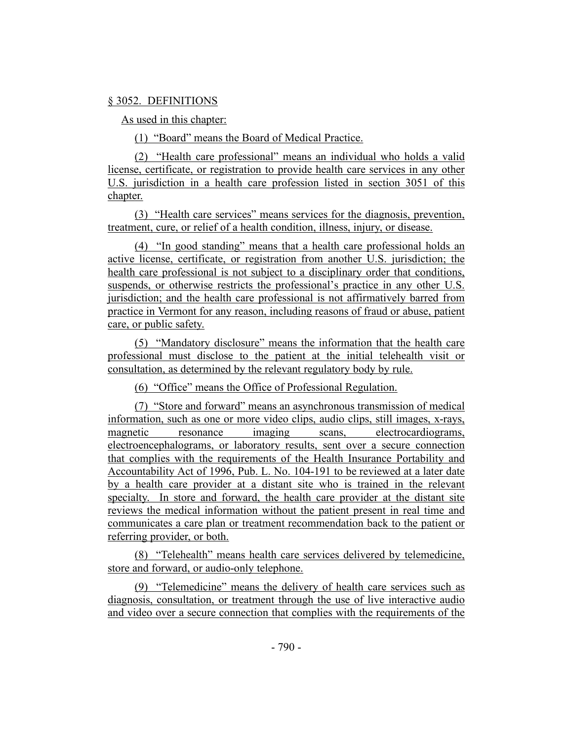§ 3052. DEFINITIONS

As used in this chapter:

(1) "Board" means the Board of Medical Practice.

(2) "Health care professional" means an individual who holds a valid license, certificate, or registration to provide health care services in any other U.S. jurisdiction in a health care profession listed in section 3051 of this chapter.

(3) "Health care services" means services for the diagnosis, prevention, treatment, cure, or relief of a health condition, illness, injury, or disease.

(4) "In good standing" means that a health care professional holds an active license, certificate, or registration from another U.S. jurisdiction; the health care professional is not subject to a disciplinary order that conditions, suspends, or otherwise restricts the professional's practice in any other U.S. jurisdiction; and the health care professional is not affirmatively barred from practice in Vermont for any reason, including reasons of fraud or abuse, patient care, or public safety.

(5) "Mandatory disclosure" means the information that the health care professional must disclose to the patient at the initial telehealth visit or consultation, as determined by the relevant regulatory body by rule.

(6) "Office" means the Office of Professional Regulation.

(7) "Store and forward" means an asynchronous transmission of medical information, such as one or more video clips, audio clips, still images, x-rays, magnetic resonance imaging scans, electrocardiograms, electroencephalograms, or laboratory results, sent over a secure connection that complies with the requirements of the Health Insurance Portability and Accountability Act of 1996, Pub. L. No. 104-191 to be reviewed at a later date by a health care provider at a distant site who is trained in the relevant specialty. In store and forward, the health care provider at the distant site reviews the medical information without the patient present in real time and communicates a care plan or treatment recommendation back to the patient or referring provider, or both.

(8) "Telehealth" means health care services delivered by telemedicine, store and forward, or audio-only telephone.

(9) "Telemedicine" means the delivery of health care services such as diagnosis, consultation, or treatment through the use of live interactive audio and video over a secure connection that complies with the requirements of the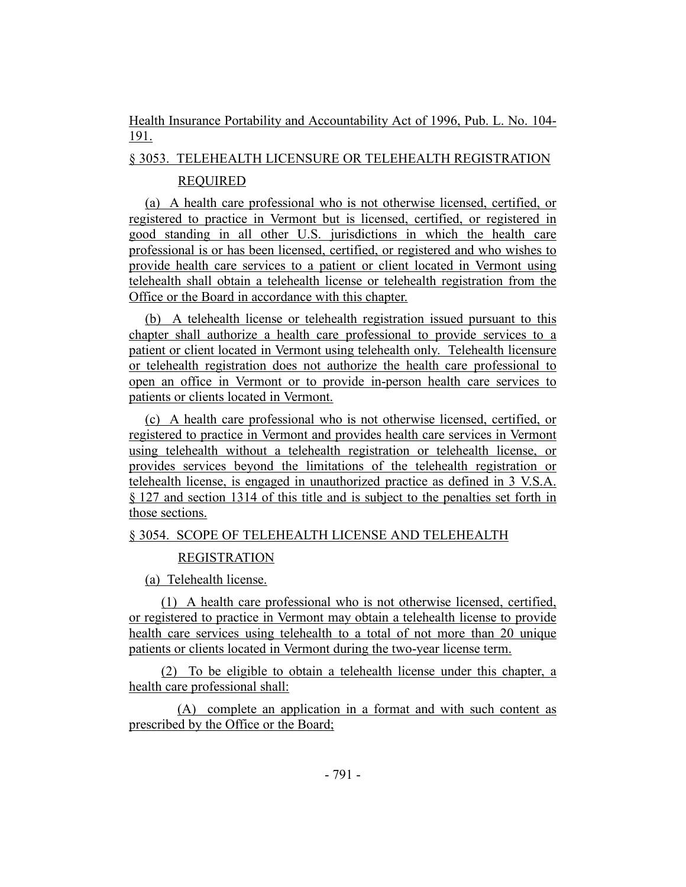Health Insurance Portability and Accountability Act of 1996, Pub. L. No. 104-191.

§ 3053. TELEHEALTH LICENSURE OR TELEHEALTH REGISTRATION REQUIRED

(a) A health care professional who is not otherwise licensed, certified, or registered to practice in Vermont but is licensed, certified, or registered in good standing in all other U.S. jurisdictions in which the health care professional is or has been licensed, certified, or registered and who wishes to provide health care services to a patient or client located in Vermont using telehealth shall obtain a telehealth license or telehealth registration from the Office or the Board in accordance with this chapter.

(b) A telehealth license or telehealth registration issued pursuant to this chapter shall authorize a health care professional to provide services to a patient or client located in Vermont using telehealth only. Telehealth licensure or telehealth registration does not authorize the health care professional to open an office in Vermont or to provide in-person health care services to patients or clients located in Vermont.

(c) A health care professional who is not otherwise licensed, certified, or registered to practice in Vermont and provides health care services in Vermont using telehealth without a telehealth registration or telehealth license, or provides services beyond the limitations of the telehealth registration or telehealth license, is engaged in unauthorized practice as defined in 3 V.S.A. § 127 and section 1314 of this title and is subject to the penalties set forth in those sections.

§ 3054. SCOPE OF TELEHEALTH LICENSE AND TELEHEALTH REGISTRATION

(a) Telehealth license.

(1) A health care professional who is not otherwise licensed, certified, or registered to practice in Vermont may obtain a telehealth license to provide health care services using telehealth to a total of not more than 20 unique patients or clients located in Vermont during the two-year license term.

(2) To be eligible to obtain a telehealth license under this chapter, a health care professional shall:

(A) complete an application in a format and with such content as prescribed by the Office or the Board;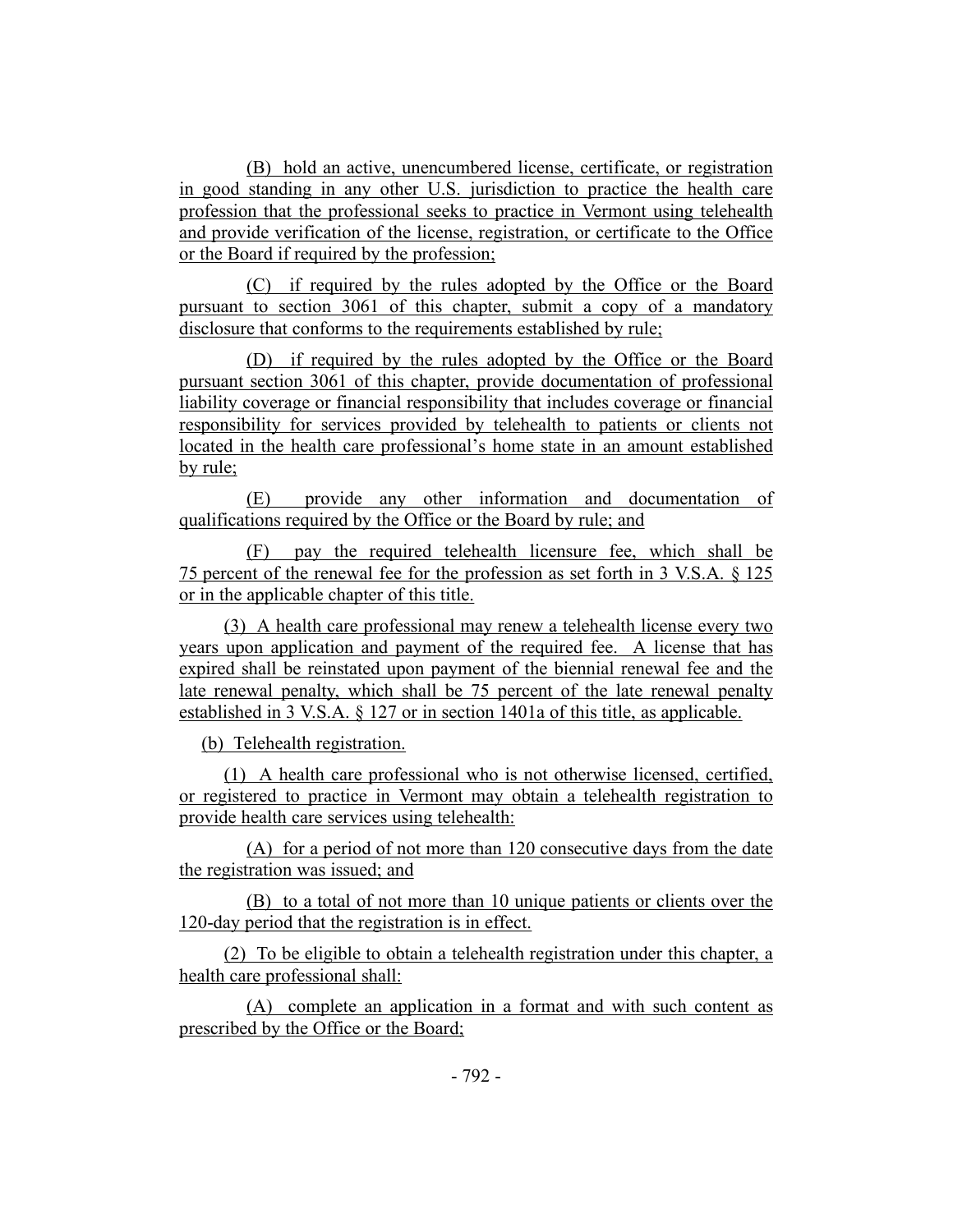(B) hold an active, unencumbered license, certificate, or registration in good standing in any other U.S. jurisdiction to practice the health care profession that the professional seeks to practice in Vermont using telehealth and provide verification of the license, registration, or certificate to the Office or the Board if required by the profession;

(C) if required by the rules adopted by the Office or the Board pursuant to section 3061 of this chapter, submit a copy of a mandatory disclosure that conforms to the requirements established by rule;

(D) if required by the rules adopted by the Office or the Board pursuant section 3061 of this chapter, provide documentation of professional liability coverage or financial responsibility that includes coverage or financial responsibility for services provided by telehealth to patients or clients not located in the health care professional's home state in an amount established by rule;

(E) provide any other information and documentation of qualifications required by the Office or the Board by rule; and

(F) pay the required telehealth licensure fee, which shall be 75 percent of the renewal fee for the profession as set forth in 3 V.S.A. § 125 or in the applicable chapter of this title.

(3) A health care professional may renew a telehealth license every two years upon application and payment of the required fee. A license that has expired shall be reinstated upon payment of the biennial renewal fee and the late renewal penalty, which shall be 75 percent of the late renewal penalty established in 3 V.S.A. § 127 or in section 1401a of this title, as applicable.

(b) Telehealth registration.

(1) A health care professional who is not otherwise licensed, certified, or registered to practice in Vermont may obtain a telehealth registration to provide health care services using telehealth:

(A) for a period of not more than 120 consecutive days from the date the registration was issued; and

(B) to a total of not more than 10 unique patients or clients over the 120-day period that the registration is in effect.

(2) To be eligible to obtain a telehealth registration under this chapter, a health care professional shall:

(A) complete an application in a format and with such content as prescribed by the Office or the Board;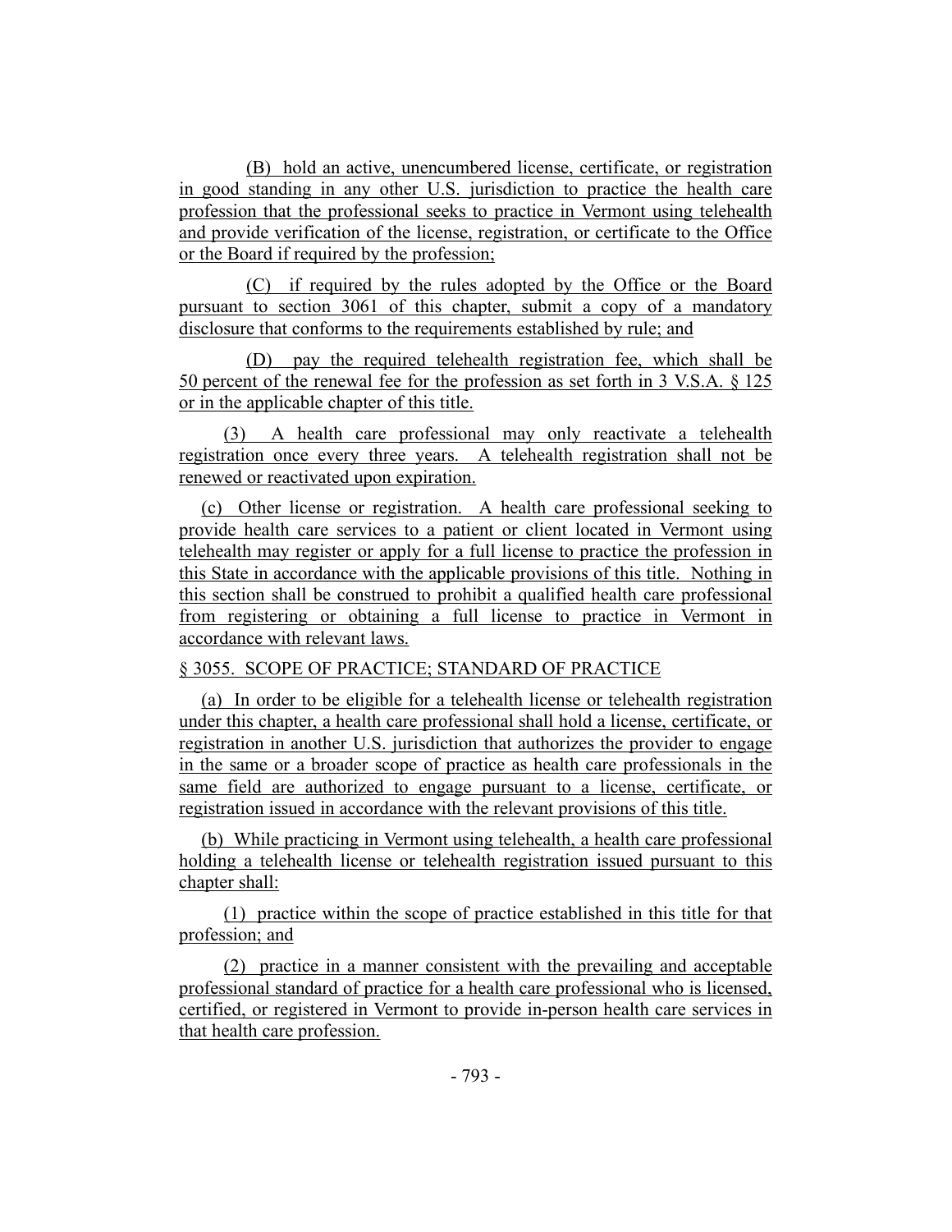(B) hold an active, unencumbered license, certificate, or registration in good standing in any other U.S. jurisdiction to practice the health care profession that the professional seeks to practice in Vermont using telehealth and provide verification of the license, registration, or certificate to the Office or the Board if required by the profession;

(C) if required by the rules adopted by the Office or the Board pursuant to section 3061 of this chapter, submit a copy of a mandatory disclosure that conforms to the requirements established by rule; and

(D) pay the required telehealth registration fee, which shall be 50 percent of the renewal fee for the profession as set forth in 3 V.S.A. § 125 or in the applicable chapter of this title.

(3) A health care professional may only reactivate a telehealth registration once every three years. A telehealth registration shall not be renewed or reactivated upon expiration.

(c) Other license or registration. A health care professional seeking to provide health care services to a patient or client located in Vermont using telehealth may register or apply for a full license to practice the profession in this State in accordance with the applicable provisions of this title. Nothing in this section shall be construed to prohibit a qualified health care professional from registering or obtaining a full license to practice in Vermont in accordance with relevant laws.

§ 3055. SCOPE OF PRACTICE; STANDARD OF PRACTICE

(a) In order to be eligible for a telehealth license or telehealth registration under this chapter, a health care professional shall hold a license, certificate, or registration in another U.S. jurisdiction that authorizes the provider to engage in the same or a broader scope of practice as health care professionals in the same field are authorized to engage pursuant to a license, certificate, or registration issued in accordance with the relevant provisions of this title.

(b) While practicing in Vermont using telehealth, a health care professional holding a telehealth license or telehealth registration issued pursuant to this chapter shall:

(1) practice within the scope of practice established in this title for that profession; and

(2) practice in a manner consistent with the prevailing and acceptable professional standard of practice for a health care professional who is licensed, certified, or registered in Vermont to provide in-person health care services in that health care profession.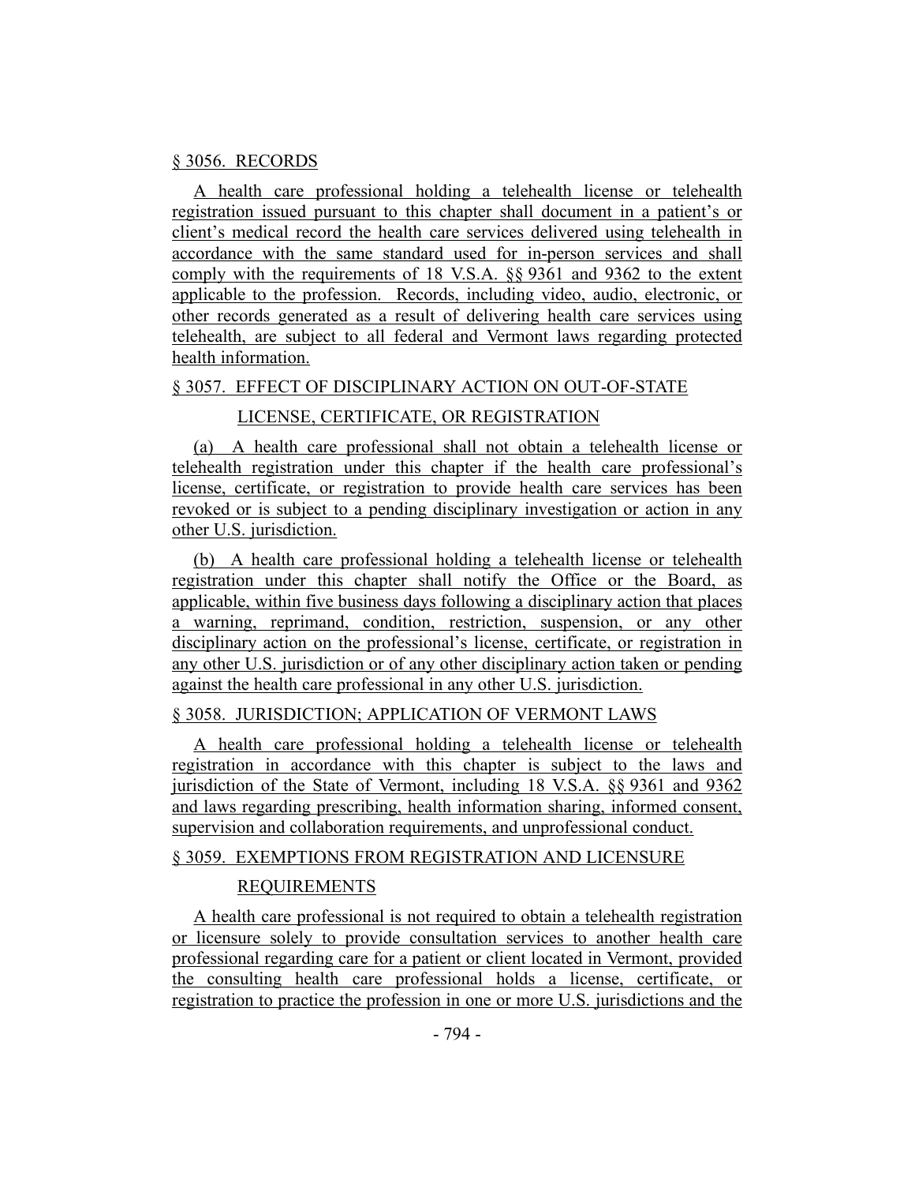§ 3056. RECORDS

A health care professional holding a telehealth license or telehealth registration issued pursuant to this chapter shall document in a patient's or client's medical record the health care services delivered using telehealth in accordance with the same standard used for in-person services and shall comply with the requirements of 18 V.S.A. §§ 9361 and 9362 to the extent applicable to the profession. Records, including video, audio, electronic, or other records generated as a result of delivering health care services using telehealth, are subject to all federal and Vermont laws regarding protected health information.

§ 3057. EFFECT OF DISCIPLINARY ACTION ON OUT-OF-STATE LICENSE, CERTIFICATE, OR REGISTRATION

(a) A health care professional shall not obtain a telehealth license or telehealth registration under this chapter if the health care professional's license, certificate, or registration to provide health care services has been revoked or is subject to a pending disciplinary investigation or action in any other U.S. jurisdiction.

(b) A health care professional holding a telehealth license or telehealth registration under this chapter shall notify the Office or the Board, as applicable, within five business days following a disciplinary action that places a warning, reprimand, condition, restriction, suspension, or any other disciplinary action on the professional's license, certificate, or registration in any other U.S. jurisdiction or of any other disciplinary action taken or pending against the health care professional in any other U.S. jurisdiction.

§ 3058. JURISDICTION; APPLICATION OF VERMONT LAWS

A health care professional holding a telehealth license or telehealth registration in accordance with this chapter is subject to the laws and jurisdiction of the State of Vermont, including 18 V.S.A. §§ 9361 and 9362 and laws regarding prescribing, health information sharing, informed consent, supervision and collaboration requirements, and unprofessional conduct.

§ 3059. EXEMPTIONS FROM REGISTRATION AND LICENSURE REQUIREMENTS

A health care professional is not required to obtain a telehealth registration or licensure solely to provide consultation services to another health care professional regarding care for a patient or client located in Vermont, provided the consulting health care professional holds a license, certificate, or registration to practice the profession in one or more U.S. jurisdictions and the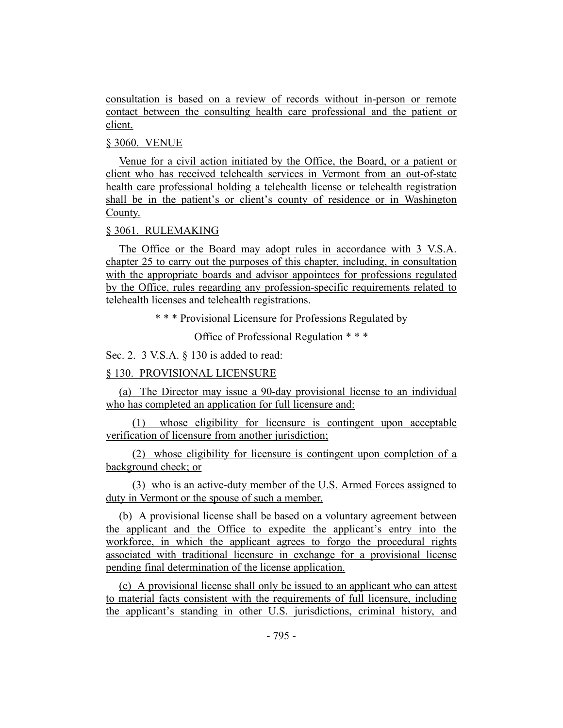consultation is based on a review of records without in-person or remote contact between the consulting health care professional and the patient or client.

§ 3060. VENUE

Venue for a civil action initiated by the Office, the Board, or a patient or client who has received telehealth services in Vermont from an out-of-state health care professional holding a telehealth license or telehealth registration shall be in the patient's or client's county of residence or in Washington County.

§ 3061. RULEMAKING

The Office or the Board may adopt rules in accordance with 3 V.S.A. chapter 25 to carry out the purposes of this chapter, including, in consultation with the appropriate boards and advisor appointees for professions regulated by the Office, rules regarding any profession-specific requirements related to telehealth licenses and telehealth registrations.

\* \* \* Provisional Licensure for Professions Regulated by

Office of Professional Regulation \* \* \*

Sec. 2. 3 V.S.A. § 130 is added to read:

§ 130. PROVISIONAL LICENSURE

(a) The Director may issue a 90-day provisional license to an individual who has completed an application for full licensure and:

(1) whose eligibility for licensure is contingent upon acceptable verification of licensure from another jurisdiction;

(2) whose eligibility for licensure is contingent upon completion of a background check; or

(3) who is an active-duty member of the U.S. Armed Forces assigned to duty in Vermont or the spouse of such a member.

(b) A provisional license shall be based on a voluntary agreement between the applicant and the Office to expedite the applicant's entry into the workforce, in which the applicant agrees to forgo the procedural rights associated with traditional licensure in exchange for a provisional license pending final determination of the license application.

(c) A provisional license shall only be issued to an applicant who can attest to material facts consistent with the requirements of full licensure, including the applicant's standing in other U.S. jurisdictions, criminal history, and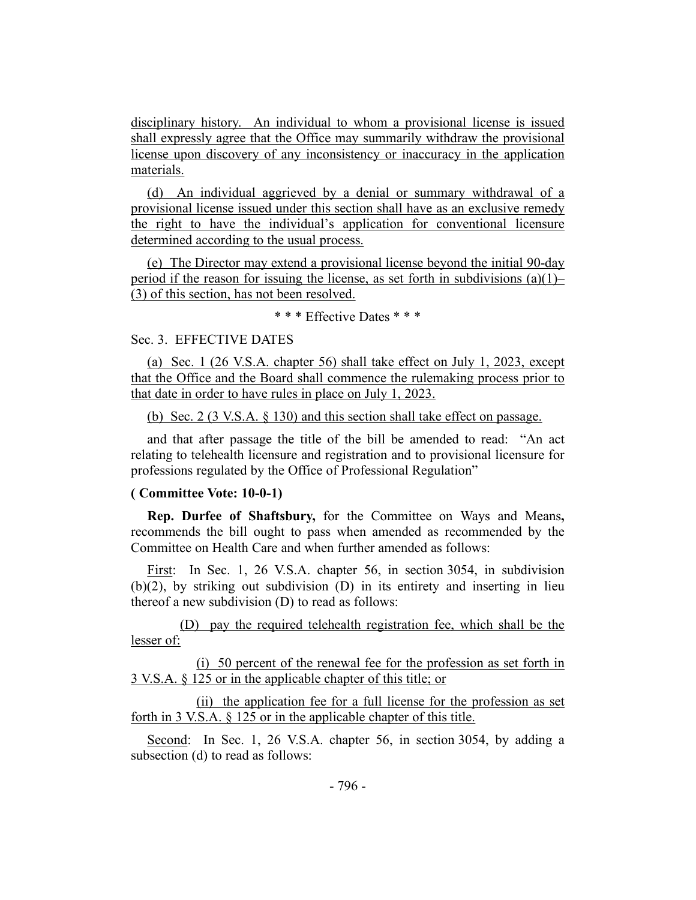disciplinary history. An individual to whom a provisional license is issued shall expressly agree that the Office may summarily withdraw the provisional license upon discovery of any inconsistency or inaccuracy in the application materials.

(d) An individual aggrieved by a denial or summary withdrawal of a provisional license issued under this section shall have as an exclusive remedy the right to have the individual's application for conventional licensure determined according to the usual process.

(e) The Director may extend a provisional license beyond the initial 90-day period if the reason for issuing the license, as set forth in subdivisions (a)(1)–(3) of this section, has not been resolved.

\* \* \* Effective Dates \* \* \*

Sec. 3. EFFECTIVE DATES

(a) Sec. 1 (26 V.S.A. chapter 56) shall take effect on July 1, 2023, except that the Office and the Board shall commence the rulemaking process prior to that date in order to have rules in place on July 1, 2023.

(b) Sec. 2 (3 V.S.A. § 130) and this section shall take effect on passage.

and that after passage the title of the bill be amended to read: "An act relating to telehealth licensure and registration and to provisional licensure for professions regulated by the Office of Professional Regulation"

**( Committee Vote: 10-0-1)**

**Rep. Durfee of Shaftsbury,** for the Committee on Ways and Means**,** recommends the bill ought to pass when amended as recommended by the Committee on Health Care and when further amended as follows:

First: In Sec. 1, 26 V.S.A. chapter 56, in section 3054, in subdivision (b)(2), by striking out subdivision (D) in its entirety and inserting in lieu thereof a new subdivision (D) to read as follows:

(D) pay the required telehealth registration fee, which shall be the lesser of:

(i) 50 percent of the renewal fee for the profession as set forth in 3 V.S.A. § 125 or in the applicable chapter of this title; or

(ii) the application fee for a full license for the profession as set forth in 3 V.S.A. § 125 or in the applicable chapter of this title.

Second: In Sec. 1, 26 V.S.A. chapter 56, in section 3054, by adding a subsection (d) to read as follows: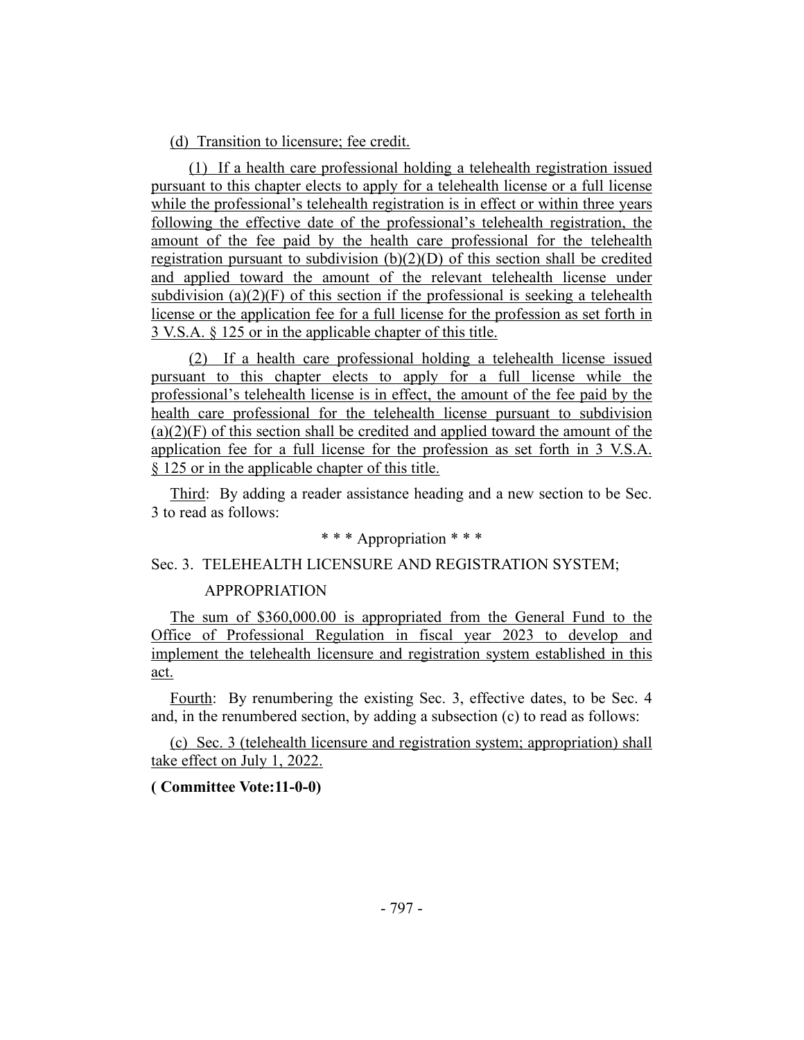(d) Transition to licensure; fee credit.

(1) If a health care professional holding a telehealth registration issued pursuant to this chapter elects to apply for a telehealth license or a full license while the professional's telehealth registration is in effect or within three years following the effective date of the professional's telehealth registration, the amount of the fee paid by the health care professional for the telehealth registration pursuant to subdivision (b)(2)(D) of this section shall be credited and applied toward the amount of the relevant telehealth license under subdivision (a)(2)(F) of this section if the professional is seeking a telehealth license or the application fee for a full license for the profession as set forth in 3 V.S.A. § 125 or in the applicable chapter of this title.

(2) If a health care professional holding a telehealth license issued pursuant to this chapter elects to apply for a full license while the professional's telehealth license is in effect, the amount of the fee paid by the health care professional for the telehealth license pursuant to subdivision (a)(2)(F) of this section shall be credited and applied toward the amount of the application fee for a full license for the profession as set forth in 3 V.S.A. § 125 or in the applicable chapter of this title.

Third: By adding a reader assistance heading and a new section to be Sec. 3 to read as follows:

\* \* \* Appropriation \* \* \*

Sec. 3. TELEHEALTH LICENSURE AND REGISTRATION SYSTEM; APPROPRIATION

The sum of $360,000.00 is appropriated from the General Fund to the Office of Professional Regulation in fiscal year 2023 to develop and implement the telehealth licensure and registration system established in this act.

Fourth: By renumbering the existing Sec. 3, effective dates, to be Sec. 4 and, in the renumbered section, by adding a subsection (c) to read as follows:

(c) Sec. 3 (telehealth licensure and registration system; appropriation) shall take effect on July 1, 2022.

**( Committee Vote:11-0-0)**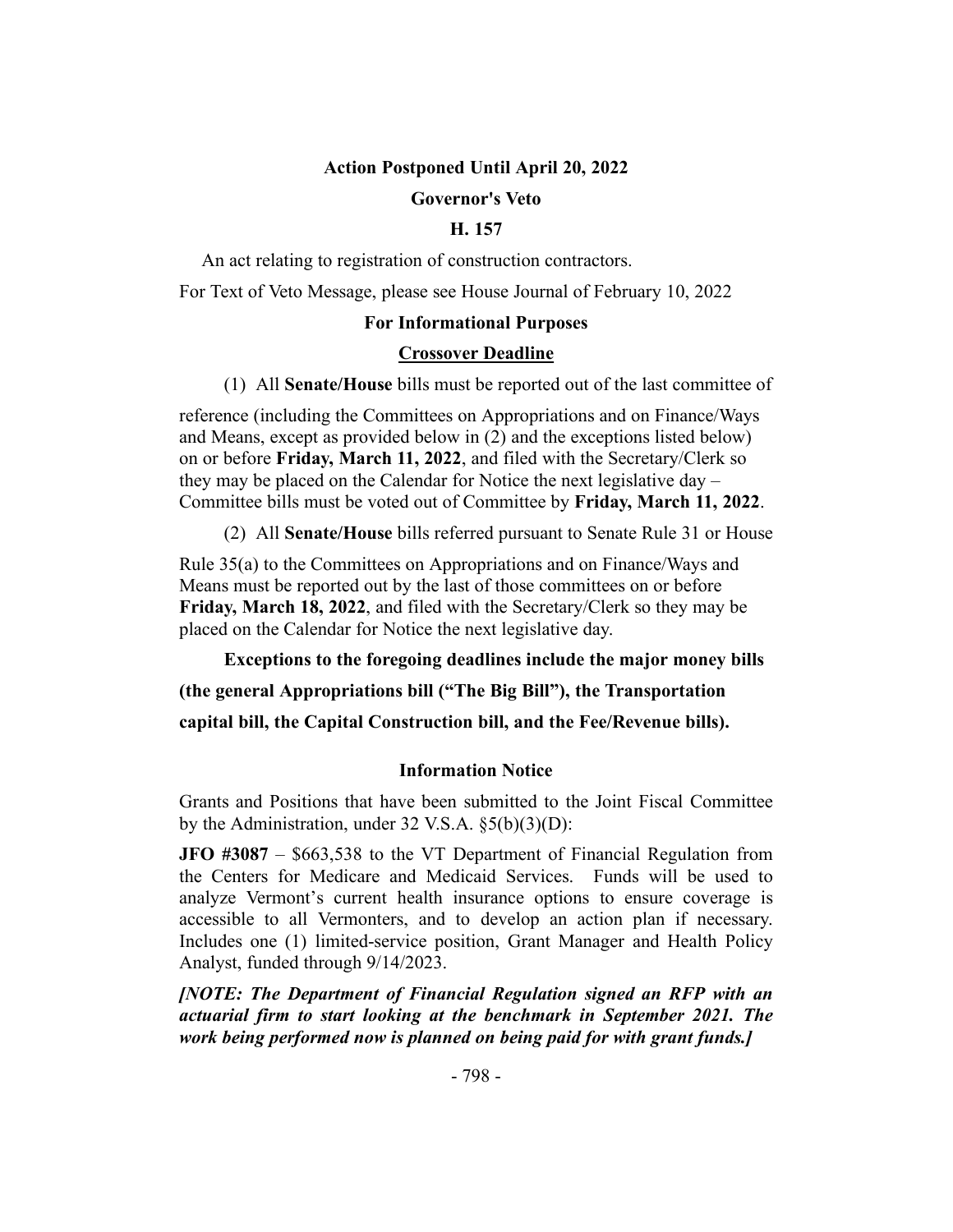**Action Postponed Until April 20, 2022**

**Governor's Veto**

**H. 157**

An act relating to registration of construction contractors.

For Text of Veto Message, please see House Journal of February 10, 2022

**For Informational Purposes**

**Crossover Deadline**

(1) All **Senate/House** bills must be reported out of the last committee of reference (including the Committees on Appropriations and on Finance/Ways and Means, except as provided below in (2) and the exceptions listed below) on or before **Friday, March 11, 2022**, and filed with the Secretary/Clerk so they may be placed on the Calendar for Notice the next legislative day – Committee bills must be voted out of Committee by **Friday, March 11, 2022**.

(2) All **Senate/House** bills referred pursuant to Senate Rule 31 or House Rule 35(a) to the Committees on Appropriations and on Finance/Ways and Means must be reported out by the last of those committees on or before **Friday, March 18, 2022**, and filed with the Secretary/Clerk so they may be placed on the Calendar for Notice the next legislative day.

**Exceptions to the foregoing deadlines include the major money bills (the general Appropriations bill ("The Big Bill"), the Transportation capital bill, the Capital Construction bill, and the Fee/Revenue bills).**

**Information Notice**

Grants and Positions that have been submitted to the Joint Fiscal Committee by the Administration, under 32 V.S.A. §5(b)(3)(D):

**JFO #3087** – $663,538 to the VT Department of Financial Regulation from the Centers for Medicare and Medicaid Services. Funds will be used to analyze Vermont's current health insurance options to ensure coverage is accessible to all Vermonters, and to develop an action plan if necessary. Includes one (1) limited-service position, Grant Manager and Health Policy Analyst, funded through 9/14/2023.

***[NOTE: The Department of Financial Regulation signed an RFP with an actuarial firm to start looking at the benchmark in September 2021. The work being performed now is planned on being paid for with grant funds.]***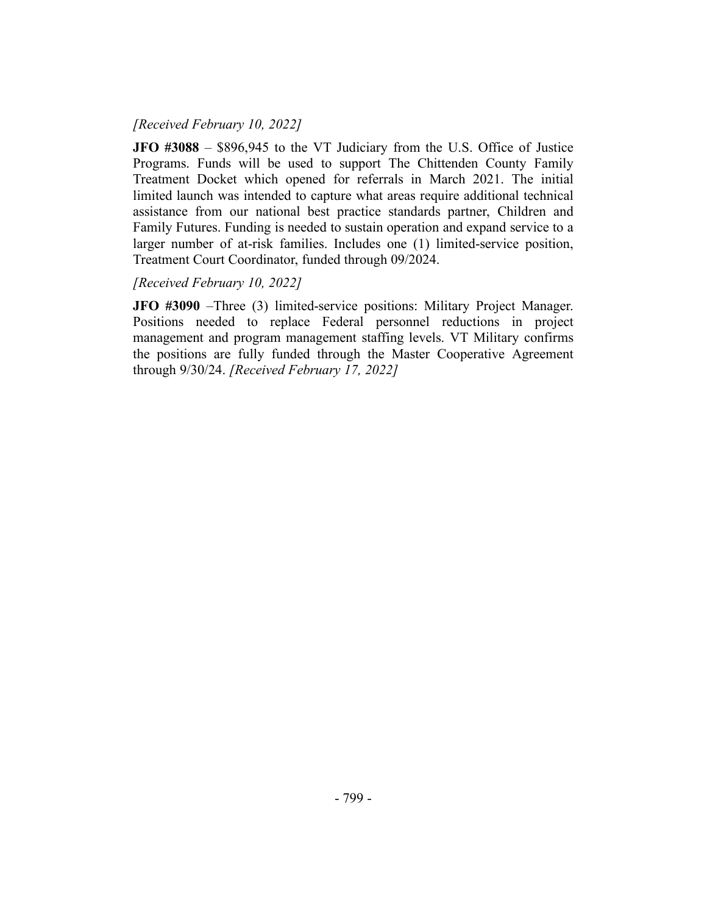*[Received February 10, 2022]*

**JFO #3088** – $896,945 to the VT Judiciary from the U.S. Office of Justice Programs. Funds will be used to support The Chittenden County Family Treatment Docket which opened for referrals in March 2021. The initial limited launch was intended to capture what areas require additional technical assistance from our national best practice standards partner, Children and Family Futures. Funding is needed to sustain operation and expand service to a larger number of at-risk families. Includes one (1) limited-service position, Treatment Court Coordinator, funded through 09/2024.

*[Received February 10, 2022]*

**JFO #3090** –Three (3) limited-service positions: Military Project Manager. Positions needed to replace Federal personnel reductions in project management and program management staffing levels. VT Military confirms the positions are fully funded through the Master Cooperative Agreement through 9/30/24. *[Received February 17, 2022]*